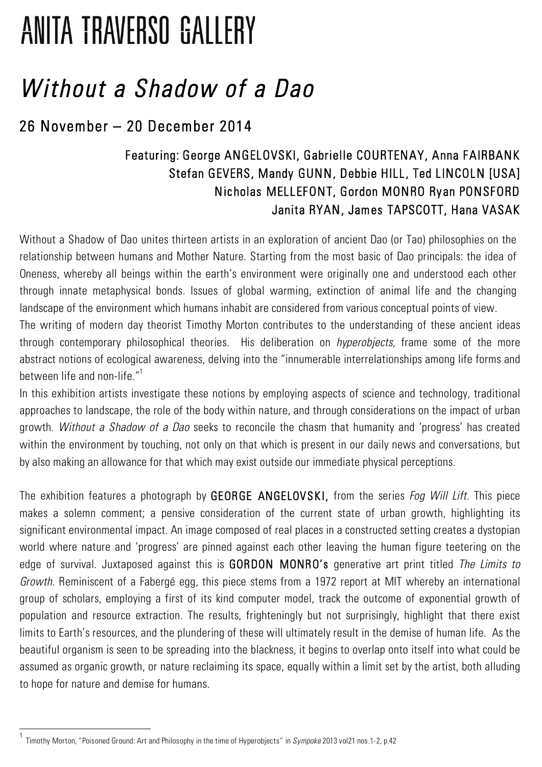# ANITA TRAVERSO GALLERY

## *Without a Shadow of a Dao*

### 26 November – 20 December 2014

**Featuring: George ANGELOVSKI, Gabrielle COURTENAY, Anna FAIRBANK Stefan GEVERS, Mandy GUNN, Debbie HILL, Ted LINCOLN [USA] Nicholas MELLEFONT, Gordon MONRO Ryan PONSFORD Janita RYAN, James TAPSCOTT, Hana VASAK**

Without a Shadow of Dao unites thirteen artists in an exploration of ancient Dao (or Tao) philosophies on the relationship between humans and Mother Nature. Starting from the most basic of Dao principals: the idea of Oneness, whereby all beings within the earth's environment were originally one and understood each other through innate metaphysical bonds. Issues of global warming, extinction of animal life and the changing landscape of the environment which humans inhabit are considered from various conceptual points of view.

The writing of modern day theorist Timothy Morton contributes to the understanding of these ancient ideas through contemporary philosophical theories. His deliberation on *hyperobjects,* frame some of the more abstract notions of ecological awareness, delving into the "innumerable interrelationships among life forms and between life and non-life."[1]

In this exhibition artists investigate these notions by employing aspects of science and technology, traditional approaches to landscape, the role of the body within nature, and through considerations on the impact of urban growth. *Without a Shadow of a Dao* seeks to reconcile the chasm that humanity and 'progress' has created within the environment by touching, not only on that which is present in our daily news and conversations, but by also making an allowance for that which may exist outside our immediate physical perceptions.

The exhibition features a photograph by **GEORGE ANGELOVSKI,** from the series *Fog Will Lift.* This piece makes a solemn comment; a pensive consideration of the current state of urban growth, highlighting its significant environmental impact. An image composed of real places in a constructed setting creates a dystopian world where nature and 'progress' are pinned against each other leaving the human figure teetering on the edge of survival. Juxtaposed against this is **GORDON MONRO's** generative art print titled *The Limits to Growth.* Reminiscent of a Fabergé egg, this piece stems from a 1972 report at MIT whereby an international group of scholars, employing a first of its kind computer model, track the outcome of exponential growth of population and resource extraction. The results, frighteningly but not surprisingly, highlight that there exist limits to Earth's resources, and the plundering of these will ultimately result in the demise of human life. As the beautiful organism is seen to be spreading into the blackness, it begins to overlap onto itself into what could be assumed as organic growth, or nature reclaiming its space, equally within a limit set by the artist, both alluding to hope for nature and demise for humans.

---

[1] Timothy Morton, "Poisoned Ground: Art and Philosophy in the time of Hyperobjects" in *Sympoke* 2013 vol21 nos.1-2, p.42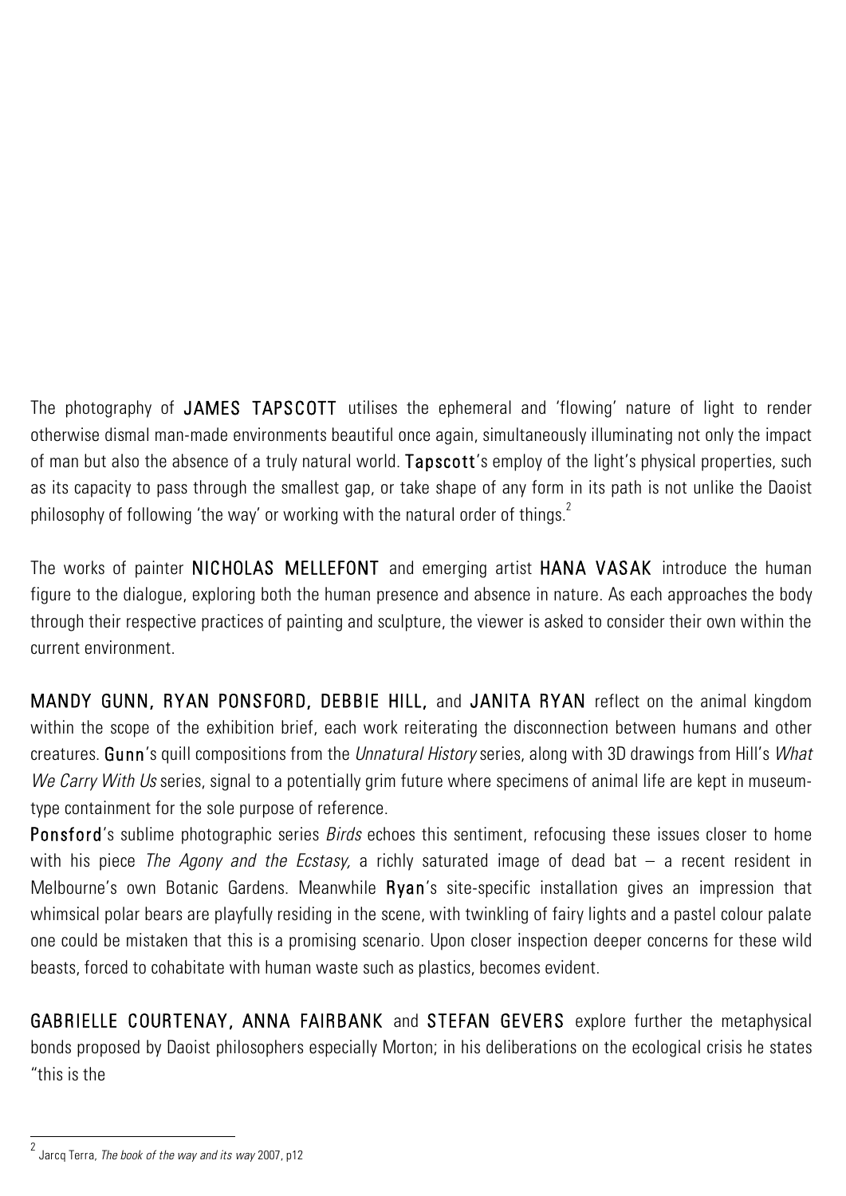The photography of **JAMES TAPSCOTT** utilises the ephemeral and 'flowing' nature of light to render otherwise dismal man-made environments beautiful once again, simultaneously illuminating not only the impact of man but also the absence of a truly natural world. **Tapscott**'s employ of the light's physical properties, such as its capacity to pass through the smallest gap, or take shape of any form in its path is not unlike the Daoist philosophy of following 'the way' or working with the natural order of things.[2]

The works of painter **NICHOLAS MELLEFONT** and emerging artist **HANA VASAK** introduce the human figure to the dialogue, exploring both the human presence and absence in nature. As each approaches the body through their respective practices of painting and sculpture, the viewer is asked to consider their own within the current environment.

**MANDY GUNN, RYAN PONSFORD, DEBBIE HILL,** and **JANITA RYAN** reflect on the animal kingdom within the scope of the exhibition brief, each work reiterating the disconnection between humans and other creatures. **Gunn**'s quill compositions from the *Unnatural History* series, along with 3D drawings from Hill's *What We Carry With Us* series, signal to a potentially grim future where specimens of animal life are kept in museum-type containment for the sole purpose of reference.

**Ponsford**'s sublime photographic series *Birds* echoes this sentiment, refocusing these issues closer to home with his piece *The Agony and the Ecstasy,* a richly saturated image of dead bat – a recent resident in Melbourne's own Botanic Gardens. Meanwhile **Ryan**'s site-specific installation gives an impression that whimsical polar bears are playfully residing in the scene, with twinkling of fairy lights and a pastel colour palate one could be mistaken that this is a promising scenario. Upon closer inspection deeper concerns for these wild beasts, forced to cohabitate with human waste such as plastics, becomes evident.

**GABRIELLE COURTENAY, ANNA FAIRBANK** and **STEFAN GEVERS** explore further the metaphysical bonds proposed by Daoist philosophers especially Morton; in his deliberations on the ecological crisis he states "this is the

---

[2] Jarcq Terra, *The book of the way and its way* 2007, p12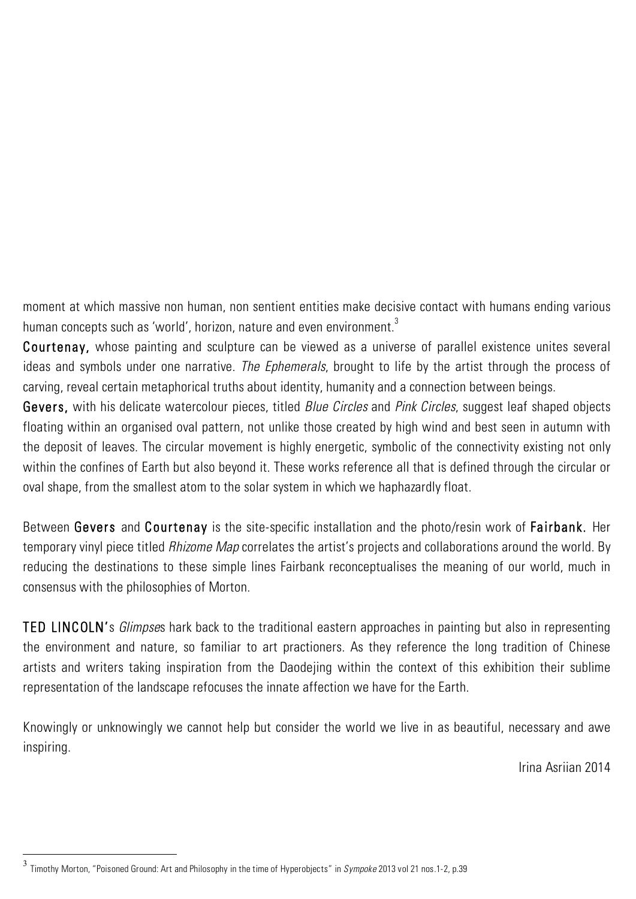moment at which massive non human, non sentient entities make decisive contact with humans ending various human concepts such as 'world', horizon, nature and even environment.[3]

**Courtenay,** whose painting and sculpture can be viewed as a universe of parallel existence unites several ideas and symbols under one narrative. *The Ephemerals*, brought to life by the artist through the process of carving, reveal certain metaphorical truths about identity, humanity and a connection between beings.

**Gevers,** with his delicate watercolour pieces, titled *Blue Circles* and *Pink Circles*, suggest leaf shaped objects floating within an organised oval pattern, not unlike those created by high wind and best seen in autumn with the deposit of leaves. The circular movement is highly energetic, symbolic of the connectivity existing not only within the confines of Earth but also beyond it. These works reference all that is defined through the circular or oval shape, from the smallest atom to the solar system in which we haphazardly float.

Between **Gevers** and **Courtenay** is the site-specific installation and the photo/resin work of **Fairbank.** Her temporary vinyl piece titled *Rhizome Map* correlates the artist's projects and collaborations around the world. By reducing the destinations to these simple lines Fairbank reconceptualises the meaning of our world, much in consensus with the philosophies of Morton.

**TED LINCOLN**'s *Glimpse*s hark back to the traditional eastern approaches in painting but also in representing the environment and nature, so familiar to art practioners. As they reference the long tradition of Chinese artists and writers taking inspiration from the Daodejing within the context of this exhibition their sublime representation of the landscape refocuses the innate affection we have for the Earth.

Knowingly or unknowingly we cannot help but consider the world we live in as beautiful, necessary and awe inspiring.

Irina Asriian 2014

---

[3] Timothy Morton, "Poisoned Ground: Art and Philosophy in the time of Hyperobjects" in *Sympoke* 2013 vol 21 nos.1-2, p.39